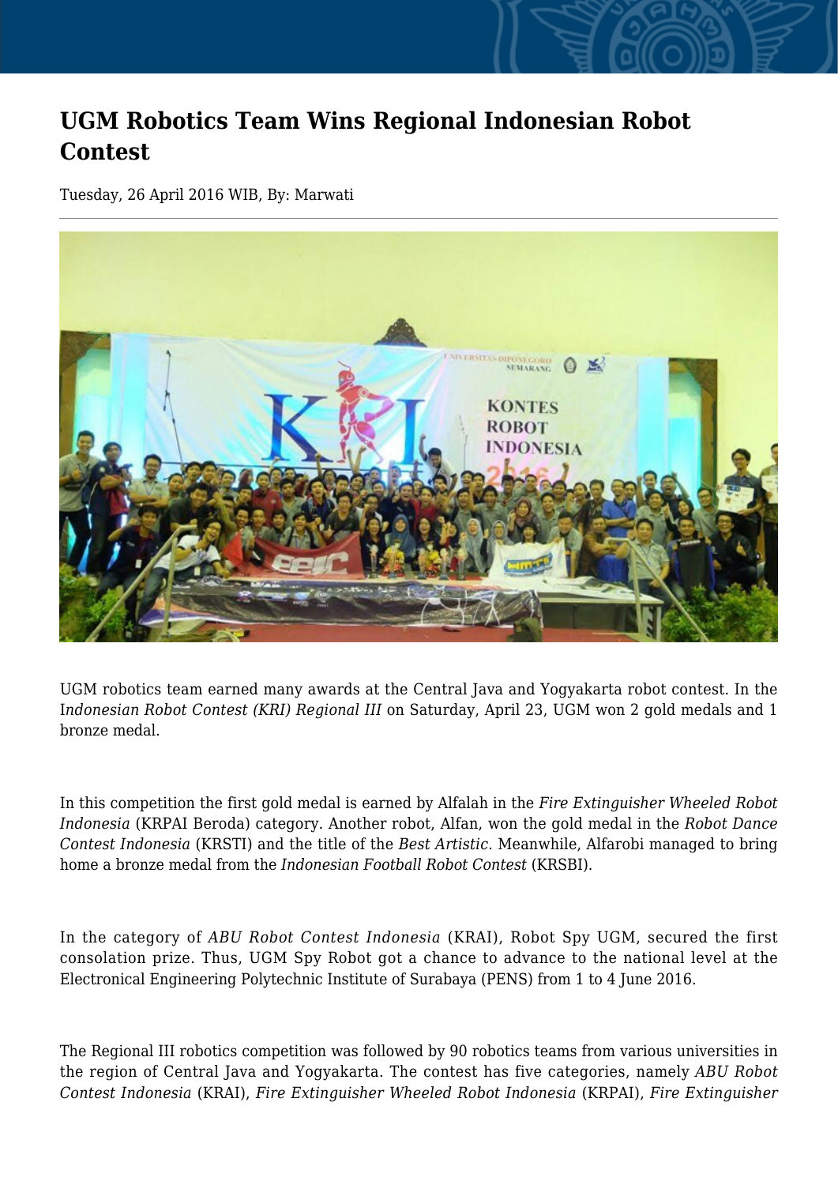# UGM Robotics Team Wins Regional Indonesian Robot Contest

Tuesday, 26 April 2016 WIB, By: Marwati

UGM robotics team earned many awards at the Central Java and Yogyakarta robot contest. In the *Indonesian Robot Contest (KRI) Regional III* on Saturday, April 23, UGM won 2 gold medals and 1 bronze medal.

In this competition the first gold medal is earned by Alfalah in the *Fire Extinguisher Wheeled Robot Indonesia* (KRPAI Beroda) category. Another robot, Alfan, won the gold medal in the *Robot Dance Contest Indonesia* (KRSTI) and the title of the *Best Artistic*. Meanwhile, Alfarobi managed to bring home a bronze medal from the *Indonesian Football Robot Contest* (KRSBI).

In the category of *ABU Robot Contest Indonesia* (KRAI), Robot Spy UGM, secured the first consolation prize. Thus, UGM Spy Robot got a chance to advance to the national level at the Electronical Engineering Polytechnic Institute of Surabaya (PENS) from 1 to 4 June 2016.

The Regional III robotics competition was followed by 90 robotics teams from various universities in the region of Central Java and Yogyakarta. The contest has five categories, namely *ABU Robot Contest Indonesia* (KRAI), *Fire Extinguisher Wheeled Robot Indonesia* (KRPAI), *Fire Extinguisher*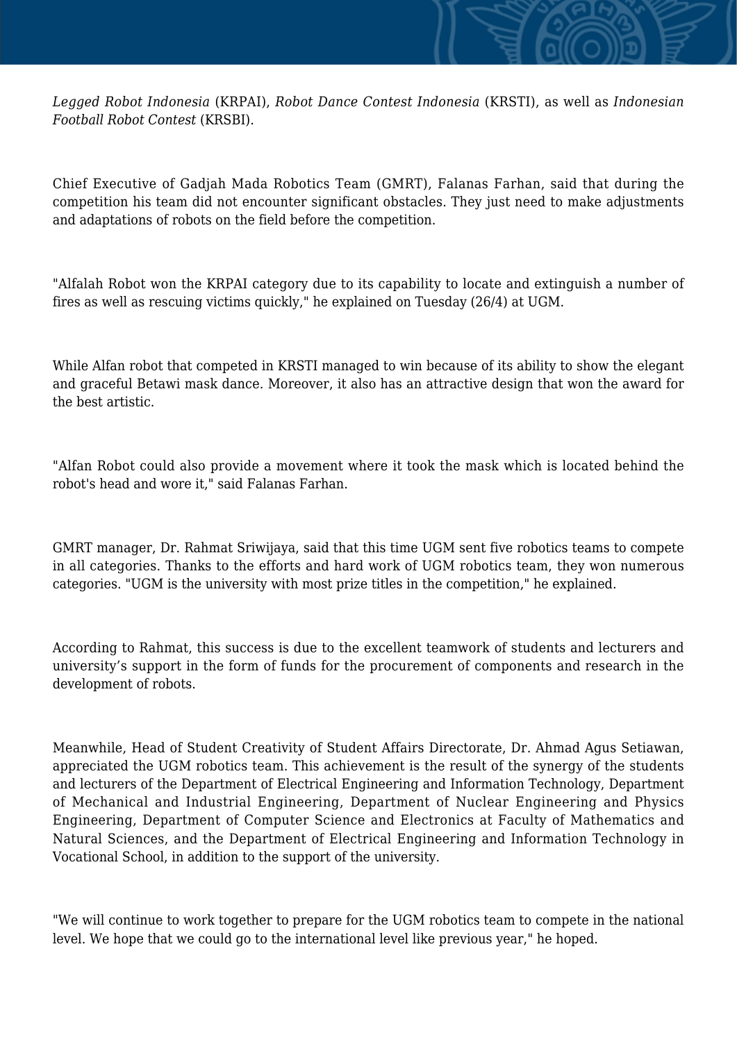*Legged Robot Indonesia* (KRPAI), *Robot Dance Contest Indonesia* (KRSTI), as well as *Indonesian Football Robot Contest* (KRSBI).

Chief Executive of Gadjah Mada Robotics Team (GMRT), Falanas Farhan, said that during the competition his team did not encounter significant obstacles. They just need to make adjustments and adaptations of robots on the field before the competition.

"Alfalah Robot won the KRPAI category due to its capability to locate and extinguish a number of fires as well as rescuing victims quickly," he explained on Tuesday (26/4) at UGM.

While Alfan robot that competed in KRSTI managed to win because of its ability to show the elegant and graceful Betawi mask dance. Moreover, it also has an attractive design that won the award for the best artistic.

"Alfan Robot could also provide a movement where it took the mask which is located behind the robot's head and wore it," said Falanas Farhan.

GMRT manager, Dr. Rahmat Sriwijaya, said that this time UGM sent five robotics teams to compete in all categories. Thanks to the efforts and hard work of UGM robotics team, they won numerous categories. "UGM is the university with most prize titles in the competition," he explained.

According to Rahmat, this success is due to the excellent teamwork of students and lecturers and university's support in the form of funds for the procurement of components and research in the development of robots.

Meanwhile, Head of Student Creativity of Student Affairs Directorate, Dr. Ahmad Agus Setiawan, appreciated the UGM robotics team. This achievement is the result of the synergy of the students and lecturers of the Department of Electrical Engineering and Information Technology, Department of Mechanical and Industrial Engineering, Department of Nuclear Engineering and Physics Engineering, Department of Computer Science and Electronics at Faculty of Mathematics and Natural Sciences, and the Department of Electrical Engineering and Information Technology in Vocational School, in addition to the support of the university.

"We will continue to work together to prepare for the UGM robotics team to compete in the national level. We hope that we could go to the international level like previous year," he hoped.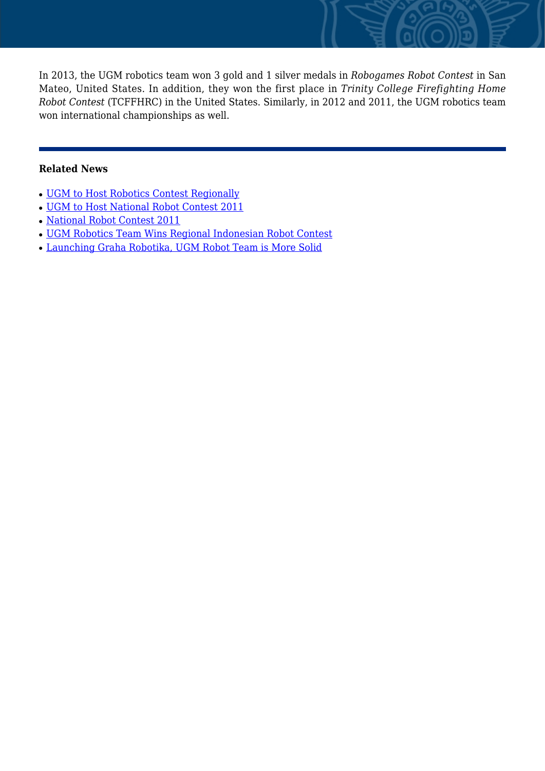In 2013, the UGM robotics team won 3 gold and 1 silver medals in *Robogames Robot Contest* in San Mateo, United States. In addition, they won the first place in *Trinity College Firefighting Home Robot Contest* (TCFFHRC) in the United States. Similarly, in 2012 and 2011, the UGM robotics team won international championships as well.

---

**Related News**

- UGM to Host Robotics Contest Regionally
- UGM to Host National Robot Contest 2011
- National Robot Contest 2011
- UGM Robotics Team Wins Regional Indonesian Robot Contest
- Launching Graha Robotika, UGM Robot Team is More Solid